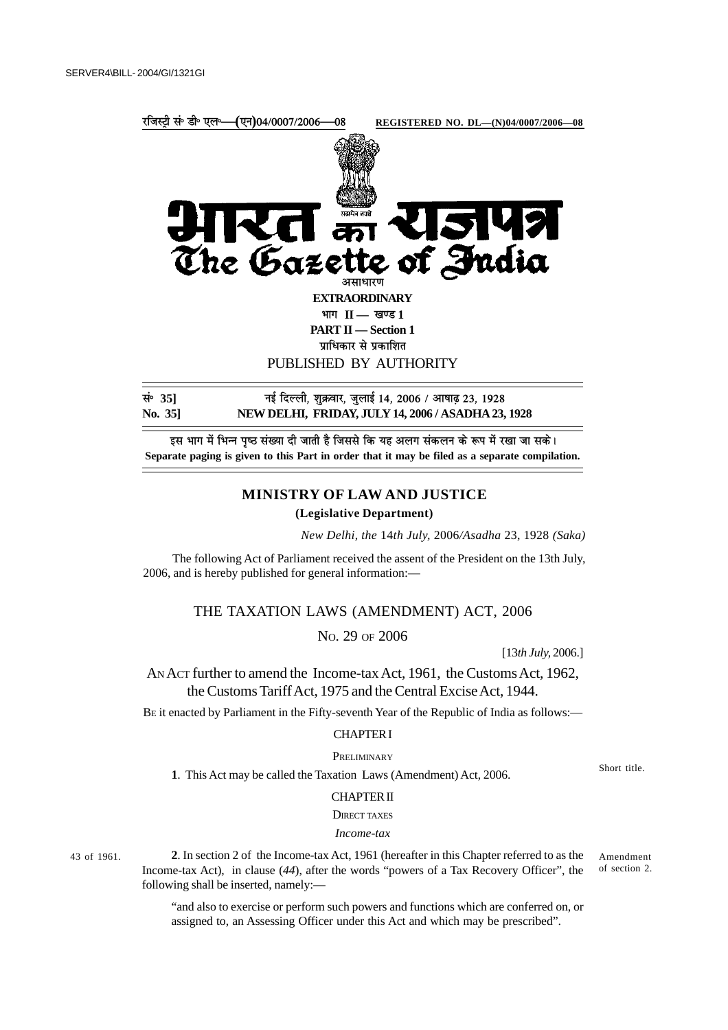SERVER4\BILL- 2004/GI/1321GI

रजिस्ट्री सं॰ डी॰ एल॰—(एन)04/0007/2006—08 **REGISTERED NO. DL—(N)04/0007/2006—08**

# भारत का राजपत्र
# The Gazette of India

असाधारण

**EXTRAORDINARY**

भाग II — खण्ड 1

**PART II — Section 1**

प्राधिकार से प्रकाशित

PUBLISHED BY AUTHORITY

सं॰ 35] नई दिल्ली, शुक्रवार, जुलाई 14, 2006 / आषाढ़ 23, 1928

**No. 35] NEW DELHI, FRIDAY, JULY 14, 2006 / ASADHA 23, 1928**

इस भाग में भिन्न पृष्ठ संख्या दी जाती है जिससे कि यह अलग संकलन के रूप में रखा जा सके।

**Separate paging is given to this Part in order that it may be filed as a separate compilation.**

## MINISTRY OF LAW AND JUSTICE

**(Legislative Department)**

*New Delhi, the* 14*th July,* 2006/*Asadha* 23, 1928 *(Saka)*

The following Act of Parliament received the assent of the President on the 13th July, 2006, and is hereby published for general information:—

## THE TAXATION LAWS (AMENDMENT) ACT, 2006

NO. 29 OF 2006

[13*th July,* 2006.]

AN ACT further to amend the Income-tax Act, 1961, the Customs Act, 1962, the Customs Tariff Act, 1975 and the Central Excise Act, 1944.

BE it enacted by Parliament in the Fifty-seventh Year of the Republic of India as follows:—

### CHAPTER I

PRELIMINARY

Short title.

**1**. This Act may be called the Taxation Laws (Amendment) Act, 2006.

### CHAPTER II

DIRECT TAXES

*Income-tax*

43 of 1961.

Amendment of section 2.

**2**. In section 2 of the Income-tax Act, 1961 (hereafter in this Chapter referred to as the Income-tax Act), in clause (*44*), after the words "powers of a Tax Recovery Officer", the following shall be inserted, namely:—

"and also to exercise or perform such powers and functions which are conferred on, or assigned to, an Assessing Officer under this Act and which may be prescribed".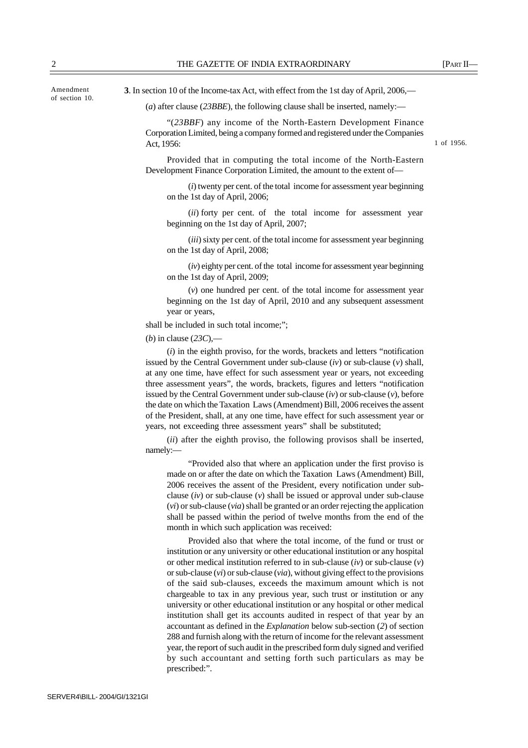Amendment of section 10.

**3**. In section 10 of the Income-tax Act, with effect from the 1st day of April, 2006,—

(*a*) after clause (*23BBE*), the following clause shall be inserted, namely:—

"(*23BBF*) any income of the North-Eastern Development Finance Corporation Limited, being a company formed and registered under the Companies Act, 1956: (1 of 1956.)

Provided that in computing the total income of the North-Eastern Development Finance Corporation Limited, the amount to the extent of—

(*i*) twenty per cent. of the total income for assessment year beginning on the 1st day of April, 2006;

(*ii*) forty per cent. of the total income for assessment year beginning on the 1st day of April, 2007;

(*iii*) sixty per cent. of the total income for assessment year beginning on the 1st day of April, 2008;

(*iv*) eighty per cent. of the total income for assessment year beginning on the 1st day of April, 2009;

(*v*) one hundred per cent. of the total income for assessment year beginning on the 1st day of April, 2010 and any subsequent assessment year or years,

shall be included in such total income;";

(*b*) in clause (*23C*),—

(*i*) in the eighth proviso, for the words, brackets and letters "notification issued by the Central Government under sub-clause (*iv*) or sub-clause (*v*) shall, at any one time, have effect for such assessment year or years, not exceeding three assessment years", the words, brackets, figures and letters "notification issued by the Central Government under sub-clause (*iv*) or sub-clause (*v*), before the date on which the Taxation Laws (Amendment) Bill, 2006 receives the assent of the President, shall, at any one time, have effect for such assessment year or years, not exceeding three assessment years" shall be substituted;

(*ii*) after the eighth proviso, the following provisos shall be inserted, namely:—

"Provided also that where an application under the first proviso is made on or after the date on which the Taxation Laws (Amendment) Bill, 2006 receives the assent of the President, every notification under sub-clause (*iv*) or sub-clause (*v*) shall be issued or approval under sub-clause (*vi*) or sub-clause (*via*) shall be granted or an order rejecting the application shall be passed within the period of twelve months from the end of the month in which such application was received:

Provided also that where the total income, of the fund or trust or institution or any university or other educational institution or any hospital or other medical institution referred to in sub-clause (*iv*) or sub-clause (*v*) or sub-clause (*vi*) or sub-clause (*via*), without giving effect to the provisions of the said sub-clauses, exceeds the maximum amount which is not chargeable to tax in any previous year, such trust or institution or any university or other educational institution or any hospital or other medical institution shall get its accounts audited in respect of that year by an accountant as defined in the *Explanation* below sub-section (*2*) of section 288 and furnish along with the return of income for the relevant assessment year, the report of such audit in the prescribed form duly signed and verified by such accountant and setting forth such particulars as may be prescribed:".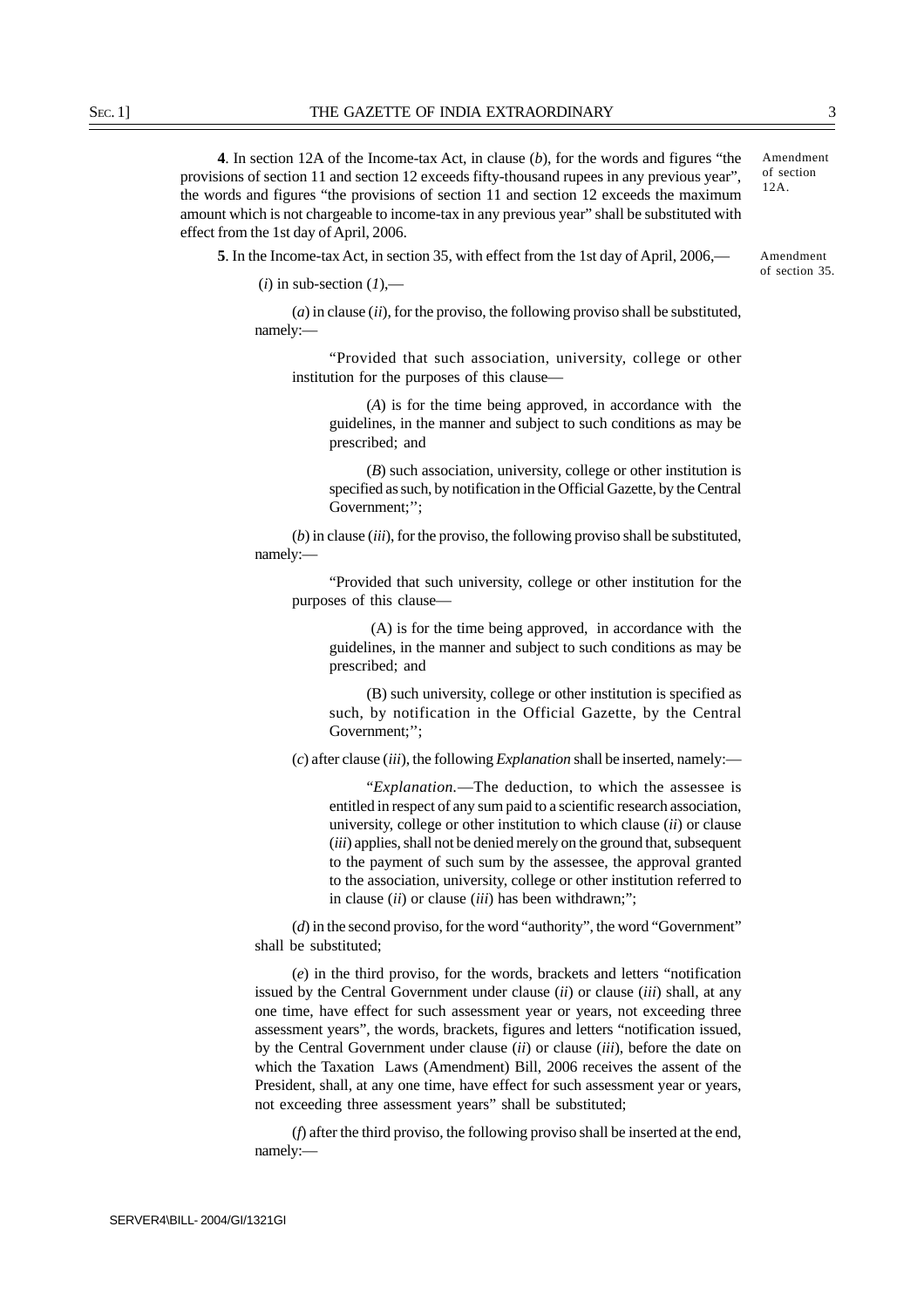**4**. In section 12A of the Income-tax Act, in clause (*b*), for the words and figures "the provisions of section 11 and section 12 exceeds fifty-thousand rupees in any previous year", the words and figures "the provisions of section 11 and section 12 exceeds the maximum amount which is not chargeable to income-tax in any previous year" shall be substituted with effect from the 1st day of April, 2006.

Amendment of section 12A.

**5**. In the Income-tax Act, in section 35, with effect from the 1st day of April, 2006,—

Amendment of section 35.

(*i*) in sub-section (*1*),—

(*a*) in clause (*ii*), for the proviso, the following proviso shall be substituted, namely:—

"Provided that such association, university, college or other institution for the purposes of this clause—

(*A*) is for the time being approved, in accordance with the guidelines, in the manner and subject to such conditions as may be prescribed; and

(*B*) such association, university, college or other institution is specified as such, by notification in the Official Gazette, by the Central Government;";

(*b*) in clause (*iii*), for the proviso, the following proviso shall be substituted, namely:—

"Provided that such university, college or other institution for the purposes of this clause—

(A) is for the time being approved, in accordance with the guidelines, in the manner and subject to such conditions as may be prescribed; and

(B) such university, college or other institution is specified as such, by notification in the Official Gazette, by the Central Government;";

(*c*) after clause (*iii*), the following *Explanation* shall be inserted, namely:—

"*Explanation*.—The deduction, to which the assessee is entitled in respect of any sum paid to a scientific research association, university, college or other institution to which clause (*ii*) or clause (*iii*) applies, shall not be denied merely on the ground that, subsequent to the payment of such sum by the assessee, the approval granted to the association, university, college or other institution referred to in clause (*ii*) or clause (*iii*) has been withdrawn;";

(*d*) in the second proviso, for the word "authority", the word "Government" shall be substituted;

(*e*) in the third proviso, for the words, brackets and letters "notification issued by the Central Government under clause (*ii*) or clause (*iii*) shall, at any one time, have effect for such assessment year or years, not exceeding three assessment years", the words, brackets, figures and letters "notification issued, by the Central Government under clause (*ii*) or clause (*iii*), before the date on which the Taxation Laws (Amendment) Bill, 2006 receives the assent of the President, shall, at any one time, have effect for such assessment year or years, not exceeding three assessment years" shall be substituted;

(*f*) after the third proviso, the following proviso shall be inserted at the end, namely:—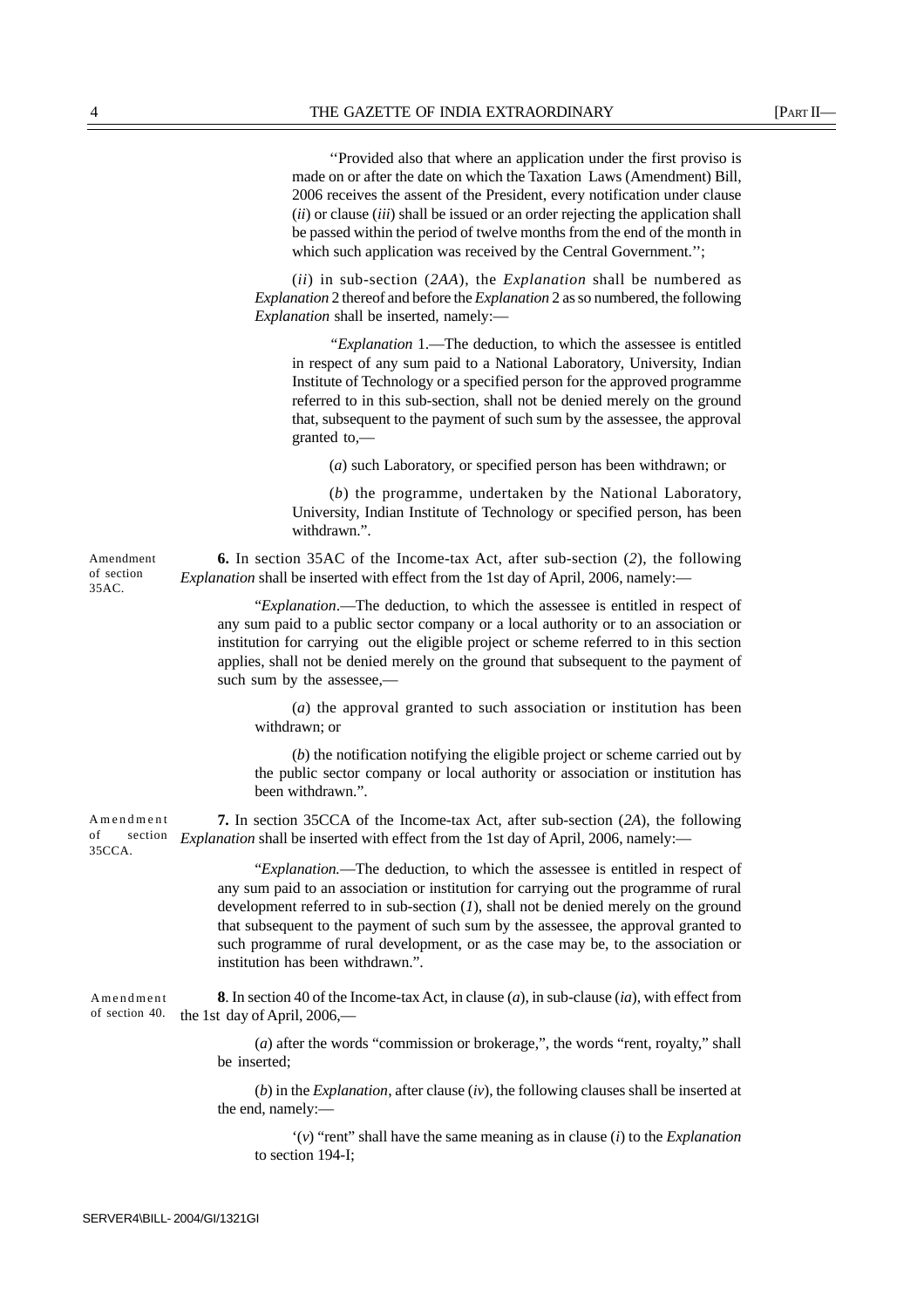"Provided also that where an application under the first proviso is made on or after the date on which the Taxation Laws (Amendment) Bill, 2006 receives the assent of the President, every notification under clause (*ii*) or clause (*iii*) shall be issued or an order rejecting the application shall be passed within the period of twelve months from the end of the month in which such application was received by the Central Government.";

(*ii*) in sub-section (*2AA*), the *Explanation* shall be numbered as *Explanation* 2 thereof and before the *Explanation* 2 as so numbered, the following *Explanation* shall be inserted, namely:—

"*Explanation* 1.—The deduction, to which the assessee is entitled in respect of any sum paid to a National Laboratory, University, Indian Institute of Technology or a specified person for the approved programme referred to in this sub-section, shall not be denied merely on the ground that, subsequent to the payment of such sum by the assessee, the approval granted to,—

(*a*) such Laboratory, or specified person has been withdrawn; or

(*b*) the programme, undertaken by the National Laboratory, University, Indian Institute of Technology or specified person, has been withdrawn.".

Amendment of section 35AC.

**6.** In section 35AC of the Income-tax Act, after sub-section (*2*), the following *Explanation* shall be inserted with effect from the 1st day of April, 2006, namely:—

"*Explanation*.—The deduction, to which the assessee is entitled in respect of any sum paid to a public sector company or a local authority or to an association or institution for carrying out the eligible project or scheme referred to in this section applies, shall not be denied merely on the ground that subsequent to the payment of such sum by the assessee,—

(*a*) the approval granted to such association or institution has been withdrawn; or

(*b*) the notification notifying the eligible project or scheme carried out by the public sector company or local authority or association or institution has been withdrawn.".

Amendment of section 35CCA.

**7.** In section 35CCA of the Income-tax Act, after sub-section (*2A*), the following *Explanation* shall be inserted with effect from the 1st day of April, 2006, namely:—

"*Explanation.*—The deduction, to which the assessee is entitled in respect of any sum paid to an association or institution for carrying out the programme of rural development referred to in sub-section (*1*), shall not be denied merely on the ground that subsequent to the payment of such sum by the assessee, the approval granted to such programme of rural development, or as the case may be, to the association or institution has been withdrawn.".

Amendment of section 40.

**8**. In section 40 of the Income-tax Act, in clause (*a*), in sub-clause (*ia*), with effect from the 1st day of April, 2006,—

(*a*) after the words "commission or brokerage,", the words "rent, royalty," shall be inserted;

(*b*) in the *Explanation*, after clause (*iv*), the following clauses shall be inserted at the end, namely:—

'(*v*) "rent" shall have the same meaning as in clause (*i*) to the *Explanation* to section 194-I;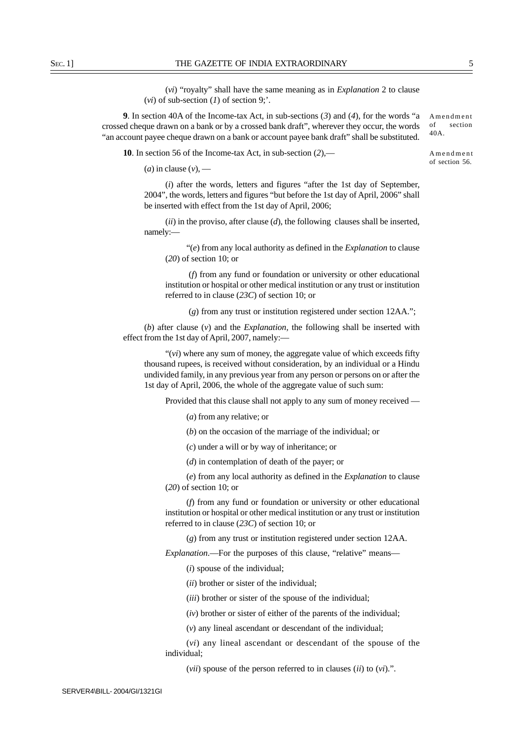(*vi*) "royalty" shall have the same meaning as in *Explanation* 2 to clause (*vi*) of sub-section (*1*) of section 9;'.

Amendment of section 40A.

**9**. In section 40A of the Income-tax Act, in sub-sections (*3*) and (*4*), for the words "a crossed cheque drawn on a bank or by a crossed bank draft", wherever they occur, the words "an account payee cheque drawn on a bank or account payee bank draft" shall be substituted.

Amendment of section 56.

**10**. In section 56 of the Income-tax Act, in sub-section (*2*),—

(*a*) in clause (*v*), —

(*i*) after the words, letters and figures "after the 1st day of September, 2004", the words, letters and figures "but before the 1st day of April, 2006" shall be inserted with effect from the 1st day of April, 2006;

(*ii*) in the proviso, after clause (*d*), the following clauses shall be inserted, namely:—

"(*e*) from any local authority as defined in the *Explanation* to clause (*20*) of section 10; or

(*f*) from any fund or foundation or university or other educational institution or hospital or other medical institution or any trust or institution referred to in clause (*23C*) of section 10; or

(*g*) from any trust or institution registered under section 12AA.";

(*b*) after clause (*v*) and the *Explanation*, the following shall be inserted with effect from the 1st day of April, 2007, namely:—

"(*vi*) where any sum of money, the aggregate value of which exceeds fifty thousand rupees, is received without consideration, by an individual or a Hindu undivided family, in any previous year from any person or persons on or after the 1st day of April, 2006, the whole of the aggregate value of such sum:

Provided that this clause shall not apply to any sum of money received —

(*a*) from any relative; or

(*b*) on the occasion of the marriage of the individual; or

(*c*) under a will or by way of inheritance; or

(*d*) in contemplation of death of the payer; or

(*e*) from any local authority as defined in the *Explanation* to clause (*20*) of section 10; or

(*f*) from any fund or foundation or university or other educational institution or hospital or other medical institution or any trust or institution referred to in clause (*23C*) of section 10; or

(*g*) from any trust or institution registered under section 12AA.

*Explanation*.—For the purposes of this clause, "relative" means—

(*i*) spouse of the individual;

(*ii*) brother or sister of the individual;

(*iii*) brother or sister of the spouse of the individual;

(*iv*) brother or sister of either of the parents of the individual;

(*v*) any lineal ascendant or descendant of the individual;

(*vi*) any lineal ascendant or descendant of the spouse of the individual;

(*vii*) spouse of the person referred to in clauses (*ii*) to (*vi*).".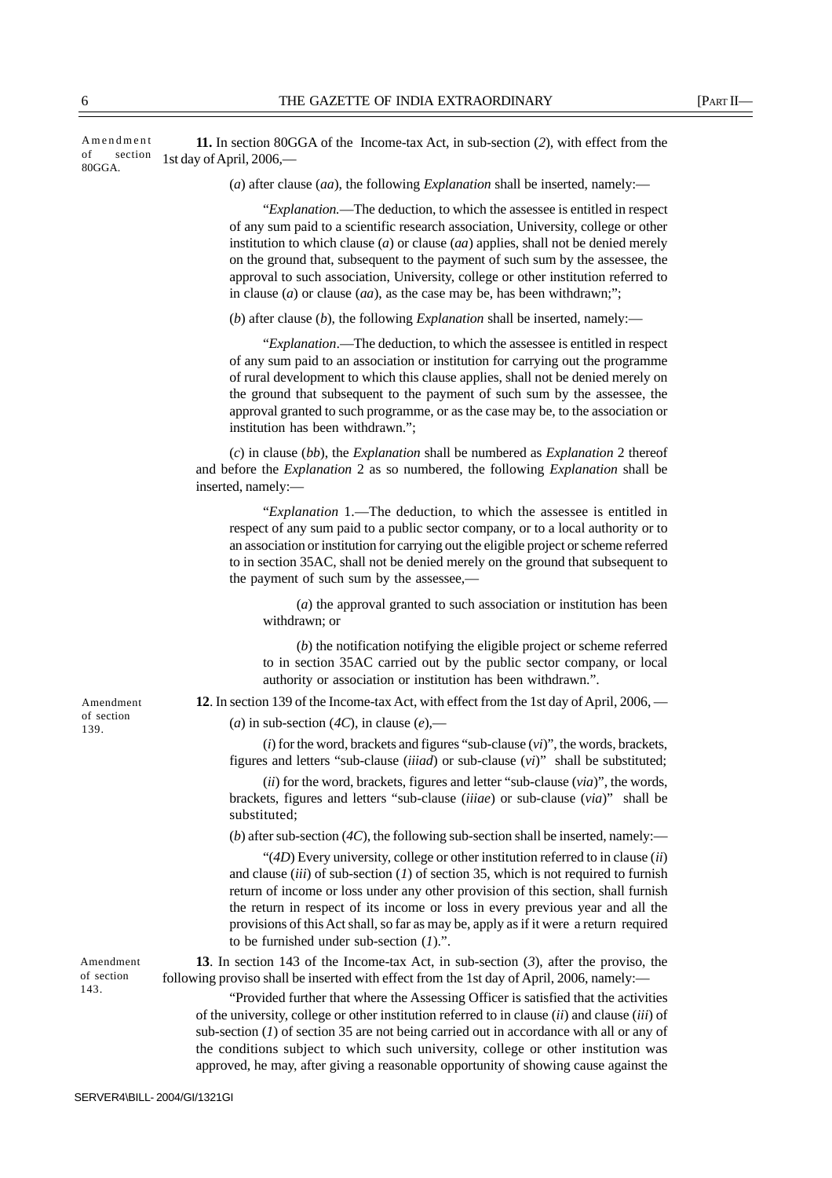Amendment of section 80GGA.

**11.** In section 80GGA of the Income-tax Act, in sub-section (*2*), with effect from the 1st day of April, 2006,—

(*a*) after clause (*aa*), the following *Explanation* shall be inserted, namely:—

"*Explanation.*—The deduction, to which the assessee is entitled in respect of any sum paid to a scientific research association, University, college or other institution to which clause (*a*) or clause (*aa*) applies, shall not be denied merely on the ground that, subsequent to the payment of such sum by the assessee, the approval to such association, University, college or other institution referred to in clause (*a*) or clause (*aa*), as the case may be, has been withdrawn;";

(*b*) after clause (*b*), the following *Explanation* shall be inserted, namely:—

"*Explanation*.—The deduction, to which the assessee is entitled in respect of any sum paid to an association or institution for carrying out the programme of rural development to which this clause applies, shall not be denied merely on the ground that subsequent to the payment of such sum by the assessee, the approval granted to such programme, or as the case may be, to the association or institution has been withdrawn.";

(*c*) in clause (*bb*), the *Explanation* shall be numbered as *Explanation* 2 thereof and before the *Explanation* 2 as so numbered, the following *Explanation* shall be inserted, namely:—

"*Explanation* 1.—The deduction, to which the assessee is entitled in respect of any sum paid to a public sector company, or to a local authority or to an association or institution for carrying out the eligible project or scheme referred to in section 35AC, shall not be denied merely on the ground that subsequent to the payment of such sum by the assessee,—

(*a*) the approval granted to such association or institution has been withdrawn; or

(*b*) the notification notifying the eligible project or scheme referred to in section 35AC carried out by the public sector company, or local authority or association or institution has been withdrawn.".

Amendment of section 139.

**12**. In section 139 of the Income-tax Act, with effect from the 1st day of April, 2006, —

(*a*) in sub-section (*4C*), in clause (*e*),—

(*i*) for the word, brackets and figures "sub-clause (*vi*)", the words, brackets, figures and letters "sub-clause (*iiiad*) or sub-clause (*vi*)" shall be substituted;

(*ii*) for the word, brackets, figures and letter "sub-clause (*via*)", the words, brackets, figures and letters "sub-clause (*iiiae*) or sub-clause (*via*)" shall be substituted;

(*b*) after sub-section (*4C*), the following sub-section shall be inserted, namely:—

"(*4D*) Every university, college or other institution referred to in clause (*ii*) and clause (*iii*) of sub-section (*1*) of section 35, which is not required to furnish return of income or loss under any other provision of this section, shall furnish the return in respect of its income or loss in every previous year and all the provisions of this Act shall, so far as may be, apply as if it were a return required to be furnished under sub-section (*1*).".

Amendment of section 143.

**13**. In section 143 of the Income-tax Act, in sub-section (*3*), after the proviso, the following proviso shall be inserted with effect from the 1st day of April, 2006, namely:—

"Provided further that where the Assessing Officer is satisfied that the activities of the university, college or other institution referred to in clause (*ii*) and clause (*iii*) of sub-section (*1*) of section 35 are not being carried out in accordance with all or any of the conditions subject to which such university, college or other institution was approved, he may, after giving a reasonable opportunity of showing cause against the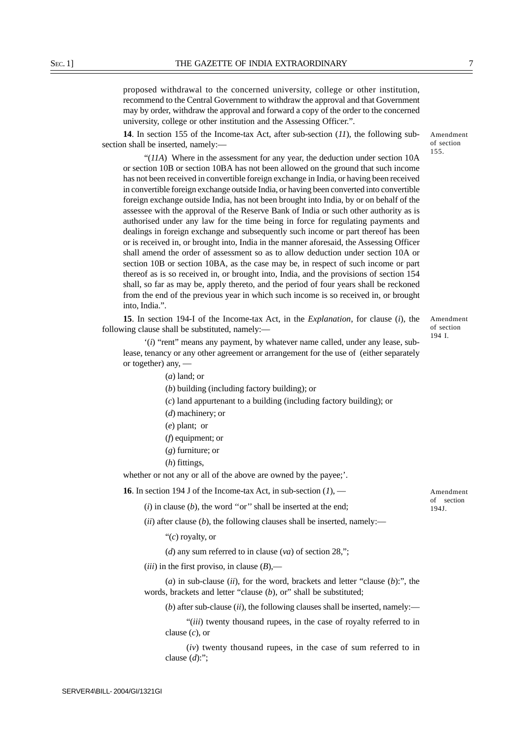proposed withdrawal to the concerned university, college or other institution, recommend to the Central Government to withdraw the approval and that Government may by order, withdraw the approval and forward a copy of the order to the concerned university, college or other institution and the Assessing Officer.".

Amendment of section 155.

**14**. In section 155 of the Income-tax Act, after sub-section (*11*), the following sub-section shall be inserted, namely:—

"(*11A*) Where in the assessment for any year, the deduction under section 10A or section 10B or section 10BA has not been allowed on the ground that such income has not been received in convertible foreign exchange in India, or having been received in convertible foreign exchange outside India, or having been converted into convertible foreign exchange outside India, has not been brought into India, by or on behalf of the assessee with the approval of the Reserve Bank of India or such other authority as is authorised under any law for the time being in force for regulating payments and dealings in foreign exchange and subsequently such income or part thereof has been or is received in, or brought into, India in the manner aforesaid, the Assessing Officer shall amend the order of assessment so as to allow deduction under section 10A or section 10B or section 10BA, as the case may be, in respect of such income or part thereof as is so received in, or brought into, India, and the provisions of section 154 shall, so far as may be, apply thereto, and the period of four years shall be reckoned from the end of the previous year in which such income is so received in, or brought into, India.".

Amendment of section 194 I.

**15**. In section 194-I of the Income-tax Act, in the *Explanation*, for clause (*i*), the following clause shall be substituted, namely:—

'(*i*) "rent" means any payment, by whatever name called, under any lease, sub-lease, tenancy or any other agreement or arrangement for the use of (either separately or together) any, —

(*a*) land; or

(*b*) building (including factory building); or

(*c*) land appurtenant to a building (including factory building); or

(*d*) machinery; or

(*e*) plant; or

(*f*) equipment; or

(*g*) furniture; or

(*h*) fittings,

whether or not any or all of the above are owned by the payee;'.

Amendment of section 194J.

**16**. In section 194 J of the Income-tax Act, in sub-section (*1*), —

(*i*) in clause (*b*), the word "or" shall be inserted at the end;

(*ii*) after clause (*b*), the following clauses shall be inserted, namely:—

"(*c*) royalty, or

(*d*) any sum referred to in clause (*va*) of section 28,";

(*iii*) in the first proviso, in clause (*B*),—

(*a*) in sub-clause (*ii*), for the word, brackets and letter "clause (*b*):", the words, brackets and letter "clause (*b*), or" shall be substituted;

(*b*) after sub-clause (*ii*), the following clauses shall be inserted, namely:—

"(*iii*) twenty thousand rupees, in the case of royalty referred to in clause (*c*), or

(*iv*) twenty thousand rupees, in the case of sum referred to in clause (*d*):";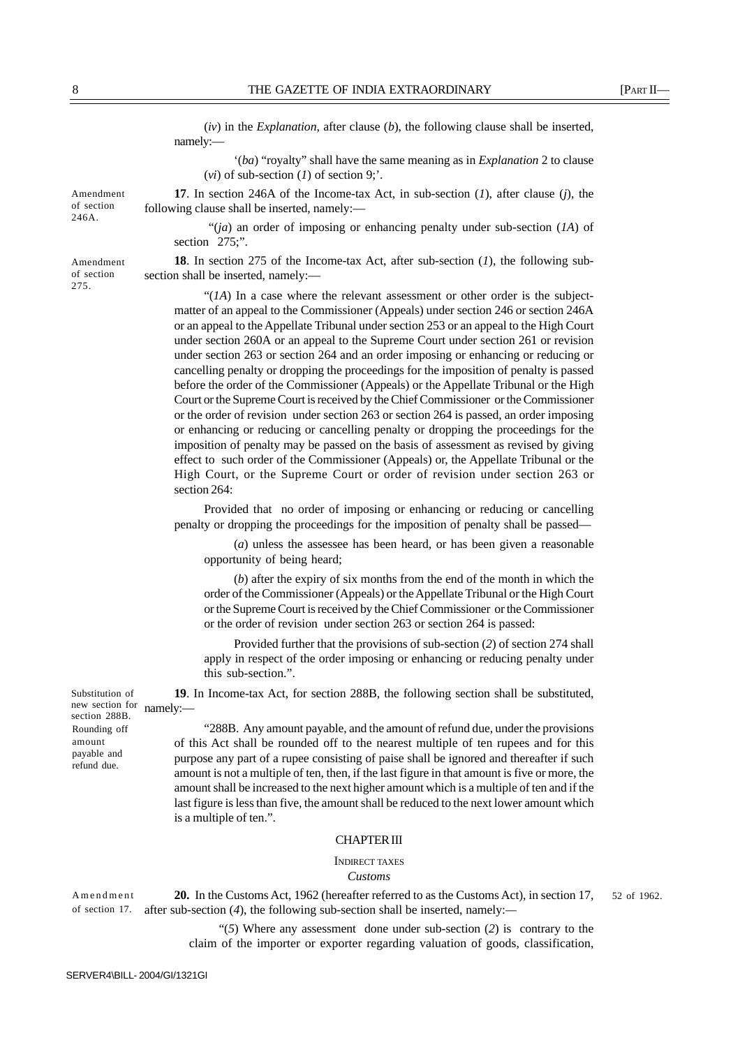(*iv*) in the *Explanation*, after clause (*b*), the following clause shall be inserted, namely:—

'(*ba*) "royalty" shall have the same meaning as in *Explanation* 2 to clause (*vi*) of sub-section (*1*) of section 9;'.

Amendment of section 246A.

**17**. In section 246A of the Income-tax Act, in sub-section (*1*), after clause (*j*), the following clause shall be inserted, namely:—

"(*ja*) an order of imposing or enhancing penalty under sub-section (*1A*) of section 275;".

Amendment of section 275.

**18**. In section 275 of the Income-tax Act, after sub-section (*1*), the following sub-section shall be inserted, namely:—

"(*1A*) In a case where the relevant assessment or other order is the subject-matter of an appeal to the Commissioner (Appeals) under section 246 or section 246A or an appeal to the Appellate Tribunal under section 253 or an appeal to the High Court under section 260A or an appeal to the Supreme Court under section 261 or revision under section 263 or section 264 and an order imposing or enhancing or reducing or cancelling penalty or dropping the proceedings for the imposition of penalty is passed before the order of the Commissioner (Appeals) or the Appellate Tribunal or the High Court or the Supreme Court is received by the Chief Commissioner or the Commissioner or the order of revision under section 263 or section 264 is passed, an order imposing or enhancing or reducing or cancelling penalty or dropping the proceedings for the imposition of penalty may be passed on the basis of assessment as revised by giving effect to such order of the Commissioner (Appeals) or, the Appellate Tribunal or the High Court, or the Supreme Court or order of revision under section 263 or section 264:

Provided that no order of imposing or enhancing or reducing or cancelling penalty or dropping the proceedings for the imposition of penalty shall be passed—

(*a*) unless the assessee has been heard, or has been given a reasonable opportunity of being heard;

(*b*) after the expiry of six months from the end of the month in which the order of the Commissioner (Appeals) or the Appellate Tribunal or the High Court or the Supreme Court is received by the Chief Commissioner or the Commissioner or the order of revision under section 263 or section 264 is passed:

Provided further that the provisions of sub-section (*2*) of section 274 shall apply in respect of the order imposing or enhancing or reducing penalty under this sub-section.".

Substitution of new section for section 288B.

**19**. In Income-tax Act, for section 288B, the following section shall be substituted, namely:—

Rounding off amount payable and refund due.

"288B. Any amount payable, and the amount of refund due, under the provisions of this Act shall be rounded off to the nearest multiple of ten rupees and for this purpose any part of a rupee consisting of paise shall be ignored and thereafter if such amount is not a multiple of ten, then, if the last figure in that amount is five or more, the amount shall be increased to the next higher amount which is a multiple of ten and if the last figure is less than five, the amount shall be reduced to the next lower amount which is a multiple of ten.".

## CHAPTER III

### INDIRECT TAXES

*Customs*

Amendment of section 17.

**20.** In the Customs Act, 1962 (hereafter referred to as the Customs Act), in section 17, after sub-section (*4*), the following sub-section shall be inserted, namely:—

52 of 1962.

"(*5*) Where any assessment done under sub-section (*2*) is contrary to the claim of the importer or exporter regarding valuation of goods, classification,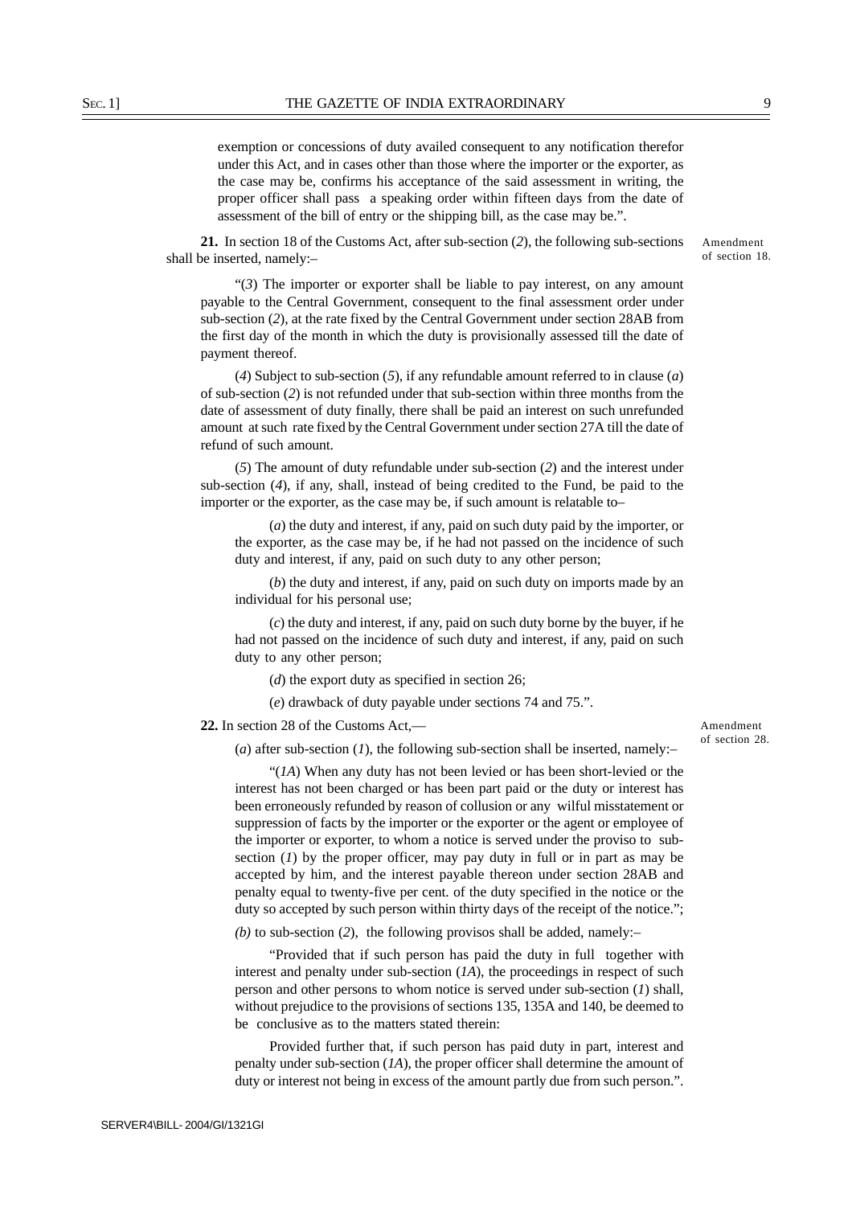exemption or concessions of duty availed consequent to any notification therefor under this Act, and in cases other than those where the importer or the exporter, as the case may be, confirms his acceptance of the said assessment in writing, the proper officer shall pass a speaking order within fifteen days from the date of assessment of the bill of entry or the shipping bill, as the case may be.".

Amendment of section 18.

**21.** In section 18 of the Customs Act, after sub-section (*2*), the following sub-sections shall be inserted, namely:–

"(*3*) The importer or exporter shall be liable to pay interest, on any amount payable to the Central Government, consequent to the final assessment order under sub-section (*2*), at the rate fixed by the Central Government under section 28AB from the first day of the month in which the duty is provisionally assessed till the date of payment thereof.

(*4*) Subject to sub-section (*5*), if any refundable amount referred to in clause (*a*) of sub-section (*2*) is not refunded under that sub-section within three months from the date of assessment of duty finally, there shall be paid an interest on such unrefunded amount at such rate fixed by the Central Government under section 27A till the date of refund of such amount.

(*5*) The amount of duty refundable under sub-section (*2*) and the interest under sub-section (*4*), if any, shall, instead of being credited to the Fund, be paid to the importer or the exporter, as the case may be, if such amount is relatable to–

(*a*) the duty and interest, if any, paid on such duty paid by the importer, or the exporter, as the case may be, if he had not passed on the incidence of such duty and interest, if any, paid on such duty to any other person;

(*b*) the duty and interest, if any, paid on such duty on imports made by an individual for his personal use;

(*c*) the duty and interest, if any, paid on such duty borne by the buyer, if he had not passed on the incidence of such duty and interest, if any, paid on such duty to any other person;

(*d*) the export duty as specified in section 26;

(*e*) drawback of duty payable under sections 74 and 75.".

Amendment of section 28.

**22.** In section 28 of the Customs Act,—

(*a*) after sub-section (*1*), the following sub-section shall be inserted, namely:–

"(*1A*) When any duty has not been levied or has been short-levied or the interest has not been charged or has been part paid or the duty or interest has been erroneously refunded by reason of collusion or any wilful misstatement or suppression of facts by the importer or the exporter or the agent or employee of the importer or exporter, to whom a notice is served under the proviso to sub-section (*1*) by the proper officer, may pay duty in full or in part as may be accepted by him, and the interest payable thereon under section 28AB and penalty equal to twenty-five per cent. of the duty specified in the notice or the duty so accepted by such person within thirty days of the receipt of the notice.";

*(b)* to sub-section (*2*), the following provisos shall be added, namely:–

"Provided that if such person has paid the duty in full together with interest and penalty under sub-section (*1A*), the proceedings in respect of such person and other persons to whom notice is served under sub-section (*1*) shall, without prejudice to the provisions of sections 135, 135A and 140, be deemed to be conclusive as to the matters stated therein:

Provided further that, if such person has paid duty in part, interest and penalty under sub-section (*1A*), the proper officer shall determine the amount of duty or interest not being in excess of the amount partly due from such person.".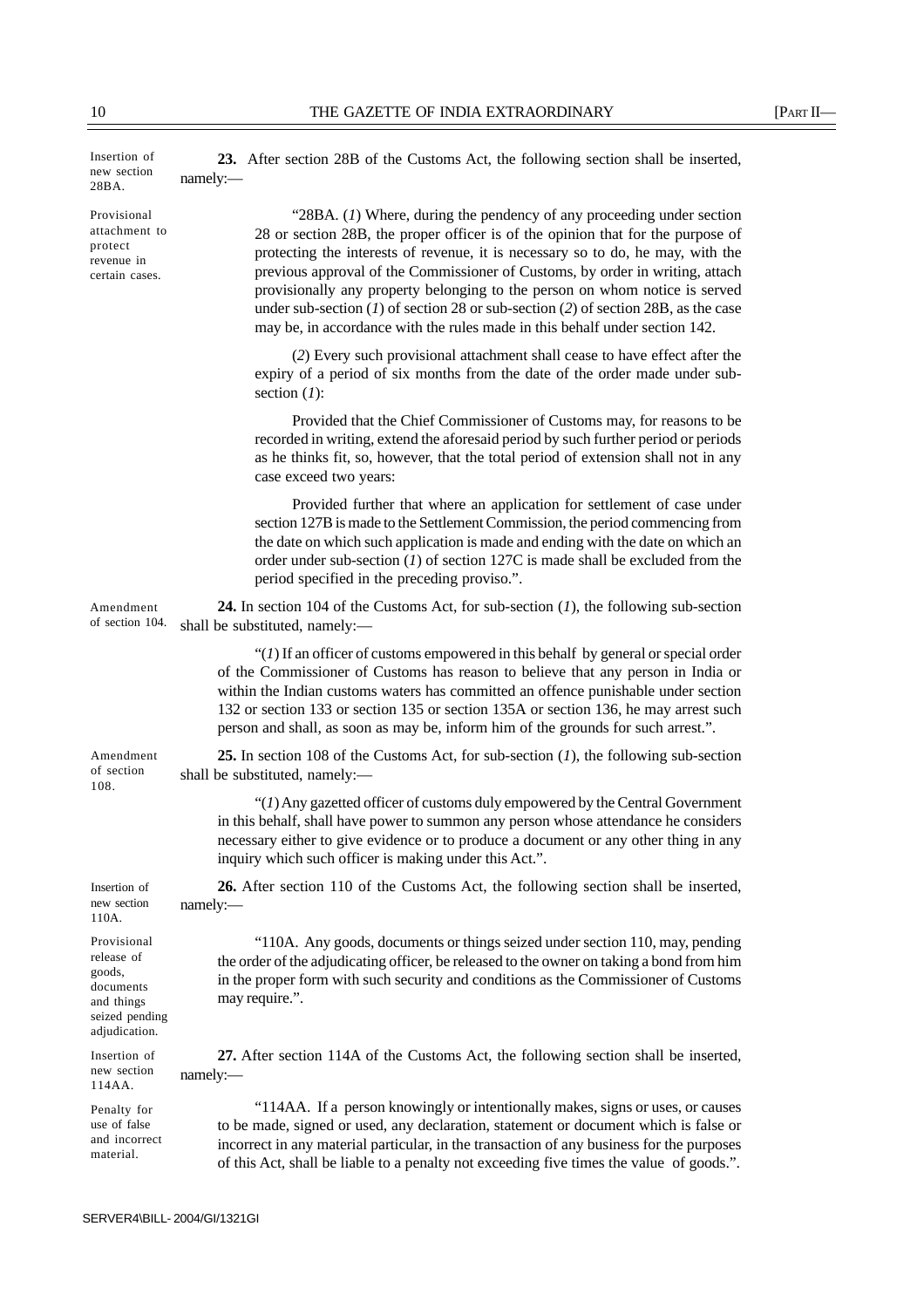Insertion of new section 28BA.

**23.** After section 28B of the Customs Act, the following section shall be inserted, namely:—

Provisional attachment to protect revenue in certain cases.

"28BA. (*1*) Where, during the pendency of any proceeding under section 28 or section 28B, the proper officer is of the opinion that for the purpose of protecting the interests of revenue, it is necessary so to do, he may, with the previous approval of the Commissioner of Customs, by order in writing, attach provisionally any property belonging to the person on whom notice is served under sub-section (*1*) of section 28 or sub-section (*2*) of section 28B, as the case may be, in accordance with the rules made in this behalf under section 142.

(*2*) Every such provisional attachment shall cease to have effect after the expiry of a period of six months from the date of the order made under sub-section (*1*):

Provided that the Chief Commissioner of Customs may, for reasons to be recorded in writing, extend the aforesaid period by such further period or periods as he thinks fit, so, however, that the total period of extension shall not in any case exceed two years:

Provided further that where an application for settlement of case under section 127B is made to the Settlement Commission, the period commencing from the date on which such application is made and ending with the date on which an order under sub-section (*1*) of section 127C is made shall be excluded from the period specified in the preceding proviso.".

Amendment of section 104.

**24.** In section 104 of the Customs Act, for sub-section (*1*), the following sub-section shall be substituted, namely:—

"(*1*) If an officer of customs empowered in this behalf by general or special order of the Commissioner of Customs has reason to believe that any person in India or within the Indian customs waters has committed an offence punishable under section 132 or section 133 or section 135 or section 135A or section 136, he may arrest such person and shall, as soon as may be, inform him of the grounds for such arrest.".

Amendment of section 108.

**25.** In section 108 of the Customs Act, for sub-section (*1*), the following sub-section shall be substituted, namely:—

"(*1*) Any gazetted officer of customs duly empowered by the Central Government in this behalf, shall have power to summon any person whose attendance he considers necessary either to give evidence or to produce a document or any other thing in any inquiry which such officer is making under this Act.".

Insertion of new section 110A.

**26.** After section 110 of the Customs Act, the following section shall be inserted, namely:—

Provisional release of goods, documents and things seized pending adjudication.

"110A. Any goods, documents or things seized under section 110, may, pending the order of the adjudicating officer, be released to the owner on taking a bond from him in the proper form with such security and conditions as the Commissioner of Customs may require.".

Insertion of new section 114AA.

**27.** After section 114A of the Customs Act, the following section shall be inserted, namely:—

Penalty for use of false and incorrect material.

"114AA. If a person knowingly or intentionally makes, signs or uses, or causes to be made, signed or used, any declaration, statement or document which is false or incorrect in any material particular, in the transaction of any business for the purposes of this Act, shall be liable to a penalty not exceeding five times the value of goods.".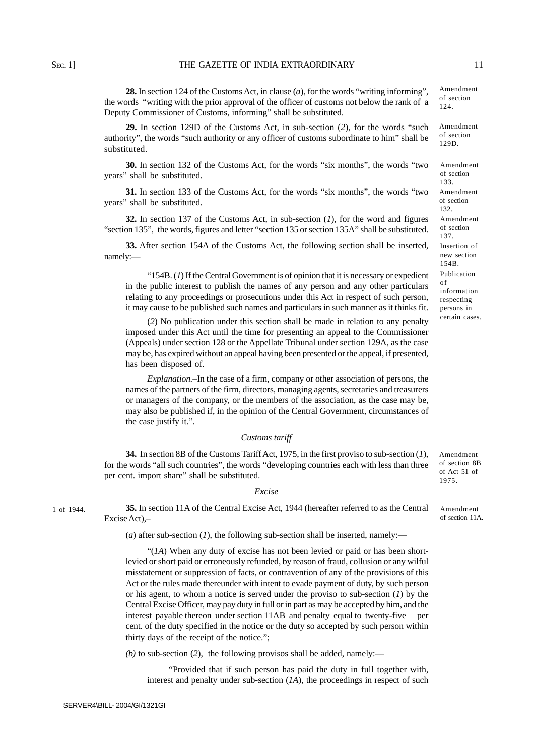**28.** In section 124 of the Customs Act, in clause (*a*), for the words "writing informing", the words "writing with the prior approval of the officer of customs not below the rank of a Deputy Commissioner of Customs, informing" shall be substituted.

Amendment of section 124.

**29.** In section 129D of the Customs Act, in sub-section (*2*), for the words "such authority", the words "such authority or any officer of customs subordinate to him" shall be substituted.

Amendment of section 129D.

**30.** In section 132 of the Customs Act, for the words "six months", the words "two years" shall be substituted.

Amendment of section 133.

**31.** In section 133 of the Customs Act, for the words "six months", the words "two years" shall be substituted.

Amendment of section 132.

**32.** In section 137 of the Customs Act, in sub-section (*1*), for the word and figures "section 135", the words, figures and letter "section 135 or section 135A" shall be substituted.

Amendment of section 137.

**33.** After section 154A of the Customs Act, the following section shall be inserted, namely:—

Insertion of new section 154B.

"154B. (*1*) If the Central Government is of opinion that it is necessary or expedient in the public interest to publish the names of any person and any other particulars relating to any proceedings or prosecutions under this Act in respect of such person, it may cause to be published such names and particulars in such manner as it thinks fit.

Publication of information respecting persons in certain cases.

(*2*) No publication under this section shall be made in relation to any penalty imposed under this Act until the time for presenting an appeal to the Commissioner (Appeals) under section 128 or the Appellate Tribunal under section 129A, as the case may be, has expired without an appeal having been presented or the appeal, if presented, has been disposed of.

*Explanation*.–In the case of a firm, company or other association of persons, the names of the partners of the firm, directors, managing agents, secretaries and treasurers or managers of the company, or the members of the association, as the case may be, may also be published if, in the opinion of the Central Government, circumstances of the case justify it.".

*Customs tariff*

**34.** In section 8B of the Customs Tariff Act, 1975, in the first proviso to sub-section (*1*), for the words "all such countries", the words "developing countries each with less than three per cent. import share" shall be substituted.

Amendment of section 8B of Act 51 of 1975.

*Excise*

1 of 1944.

**35.** In section 11A of the Central Excise Act, 1944 (hereafter referred to as the Central Excise Act),–

Amendment of section 11A.

(*a*) after sub-section (*1*), the following sub-section shall be inserted, namely:—

"(*1A*) When any duty of excise has not been levied or paid or has been short-levied or short paid or erroneously refunded, by reason of fraud, collusion or any wilful misstatement or suppression of facts, or contravention of any of the provisions of this Act or the rules made thereunder with intent to evade payment of duty, by such person or his agent, to whom a notice is served under the proviso to sub-section (*1*) by the Central Excise Officer, may pay duty in full or in part as may be accepted by him, and the interest payable thereon under section 11AB and penalty equal to twenty-five per cent. of the duty specified in the notice or the duty so accepted by such person within thirty days of the receipt of the notice.";

(*b*) to sub-section (*2*), the following provisos shall be added, namely:—

"Provided that if such person has paid the duty in full together with, interest and penalty under sub-section (*1A*), the proceedings in respect of such

SERVER4\BILL- 2004/GI/1321GI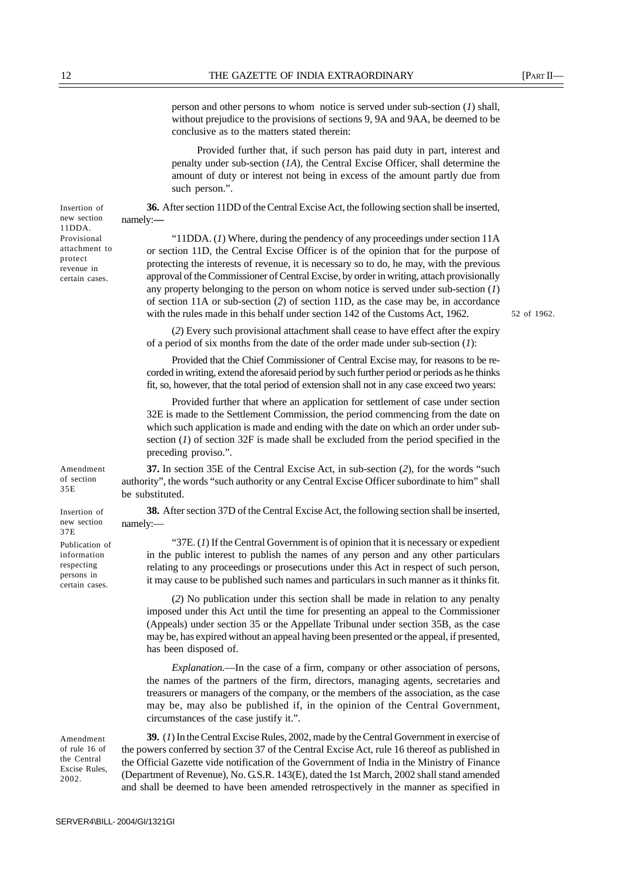person and other persons to whom notice is served under sub-section (*1*) shall, without prejudice to the provisions of sections 9, 9A and 9AA, be deemed to be conclusive as to the matters stated therein:

Provided further that, if such person has paid duty in part, interest and penalty under sub-section (*1A*), the Central Excise Officer, shall determine the amount of duty or interest not being in excess of the amount partly due from such person.".

Insertion of new section 11DDA.

Provisional attachment to protect revenue in certain cases.

**36.** After section 11DD of the Central Excise Act, the following section shall be inserted, namely:—

"11DDA. (*1*) Where, during the pendency of any proceedings under section 11A or section 11D, the Central Excise Officer is of the opinion that for the purpose of protecting the interests of revenue, it is necessary so to do, he may, with the previous approval of the Commissioner of Central Excise, by order in writing, attach provisionally any property belonging to the person on whom notice is served under sub-section (*1*) of section 11A or sub-section (*2*) of section 11D, as the case may be, in accordance with the rules made in this behalf under section 142 of the Customs Act, 1962.

52 of 1962.

(*2*) Every such provisional attachment shall cease to have effect after the expiry of a period of six months from the date of the order made under sub-section (*1*):

Provided that the Chief Commissioner of Central Excise may, for reasons to be recorded in writing, extend the aforesaid period by such further period or periods as he thinks fit, so, however, that the total period of extension shall not in any case exceed two years:

Provided further that where an application for settlement of case under section 32E is made to the Settlement Commission, the period commencing from the date on which such application is made and ending with the date on which an order under sub-section (*1*) of section 32F is made shall be excluded from the period specified in the preceding proviso.".

Amendment of section 35E

**37.** In section 35E of the Central Excise Act, in sub-section (*2*), for the words "such authority", the words "such authority or any Central Excise Officer subordinate to him" shall be substituted.

Insertion of new section 37E

Publication of information respecting persons in certain cases.

**38.** After section 37D of the Central Excise Act, the following section shall be inserted, namely:—

"37E. (*1*) If the Central Government is of opinion that it is necessary or expedient in the public interest to publish the names of any person and any other particulars relating to any proceedings or prosecutions under this Act in respect of such person, it may cause to be published such names and particulars in such manner as it thinks fit.

(*2*) No publication under this section shall be made in relation to any penalty imposed under this Act until the time for presenting an appeal to the Commissioner (Appeals) under section 35 or the Appellate Tribunal under section 35B, as the case may be, has expired without an appeal having been presented or the appeal, if presented, has been disposed of.

*Explanation.*—In the case of a firm, company or other association of persons, the names of the partners of the firm, directors, managing agents, secretaries and treasurers or managers of the company, or the members of the association, as the case may be, may also be published if, in the opinion of the Central Government, circumstances of the case justify it.".

Amendment of rule 16 of the Central Excise Rules, 2002.

**39.** (*1*) In the Central Excise Rules, 2002, made by the Central Government in exercise of the powers conferred by section 37 of the Central Excise Act, rule 16 thereof as published in the Official Gazette vide notification of the Government of India in the Ministry of Finance (Department of Revenue), No. G.S.R. 143(E), dated the 1st March, 2002 shall stand amended and shall be deemed to have been amended retrospectively in the manner as specified in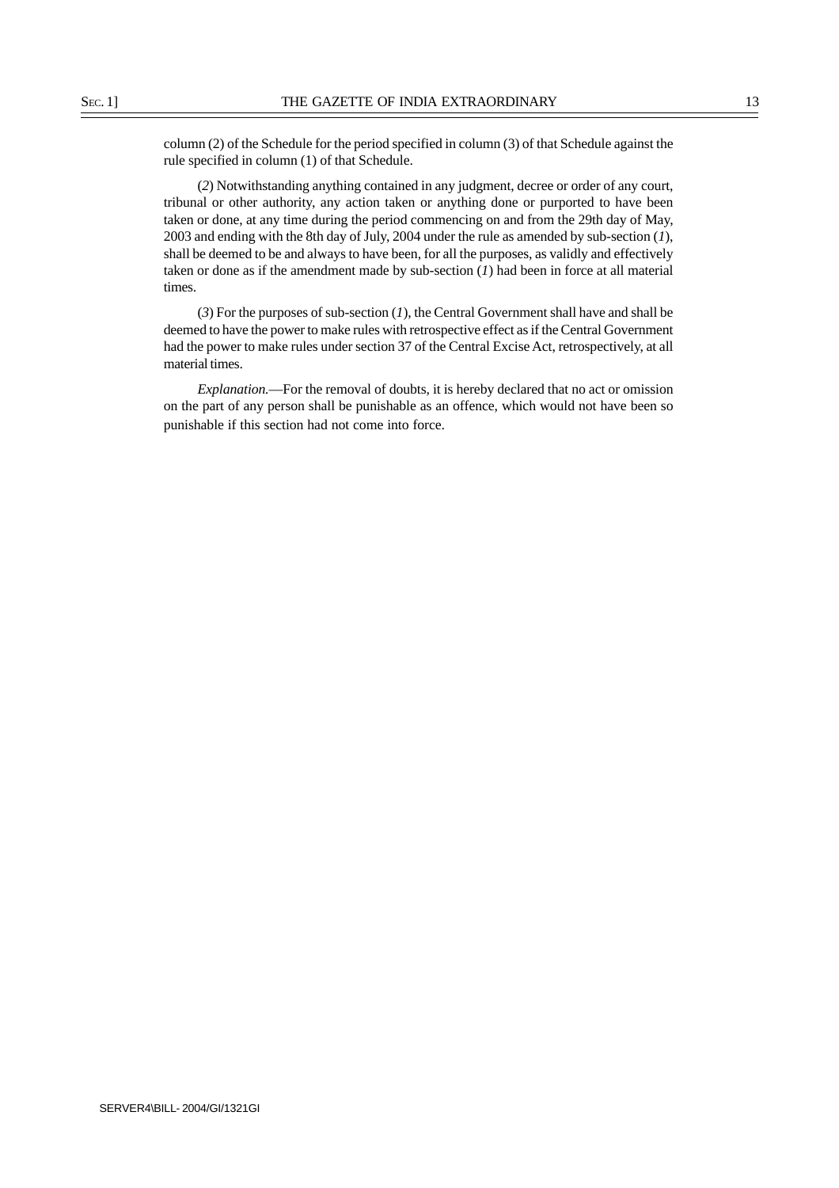column (2) of the Schedule for the period specified in column (3) of that Schedule against the rule specified in column (1) of that Schedule.

(*2*) Notwithstanding anything contained in any judgment, decree or order of any court, tribunal or other authority, any action taken or anything done or purported to have been taken or done, at any time during the period commencing on and from the 29th day of May, 2003 and ending with the 8th day of July, 2004 under the rule as amended by sub-section (*1*), shall be deemed to be and always to have been, for all the purposes, as validly and effectively taken or done as if the amendment made by sub-section (*1*) had been in force at all material times.

(*3*) For the purposes of sub-section (*1*), the Central Government shall have and shall be deemed to have the power to make rules with retrospective effect as if the Central Government had the power to make rules under section 37 of the Central Excise Act, retrospectively, at all material times.

*Explanation.*—For the removal of doubts, it is hereby declared that no act or omission on the part of any person shall be punishable as an offence, which would not have been so punishable if this section had not come into force.

SERVER4\BILL- 2004/GI/1321GI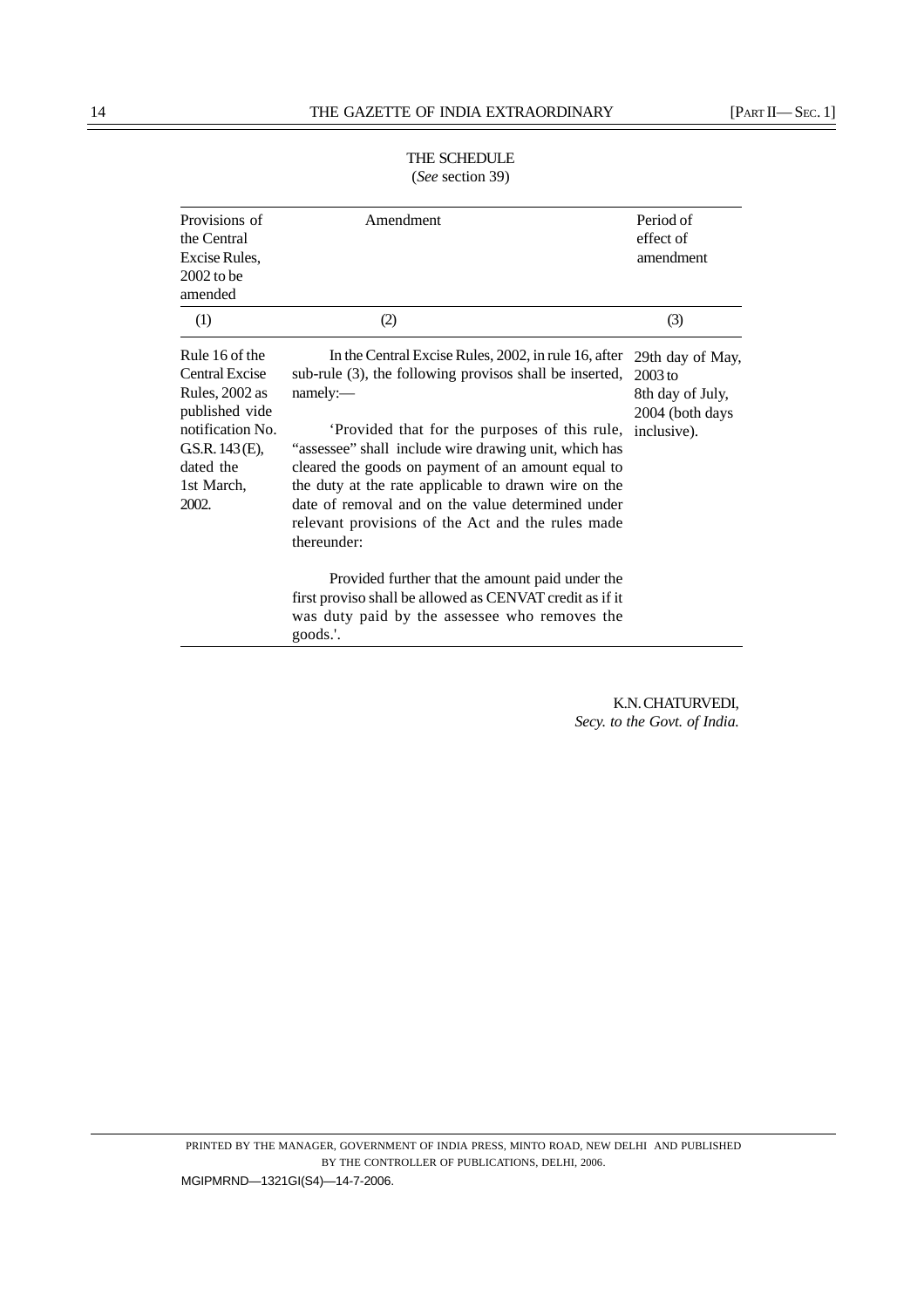## THE SCHEDULE

(*See* section 39)

| Provisions of the Central Excise Rules, 2002 to be amended | Amendment | Period of effect of amendment |
|---|---|---|
| (1) | (2) | (3) |
| Rule 16 of the Central Excise Rules, 2002 as published vide notification No. G.S.R. 143 (E), dated the 1st March, 2002. | In the Central Excise Rules, 2002, in rule 16, after sub-rule (3), the following provisos shall be inserted, namely:— <br><br> 'Provided that for the purposes of this rule, "assessee" shall include wire drawing unit, which has cleared the goods on payment of an amount equal to the duty at the rate applicable to drawn wire on the date of removal and on the value determined under relevant provisions of the Act and the rules made thereunder: <br><br> Provided further that the amount paid under the first proviso shall be allowed as CENVAT credit as if it was duty paid by the assessee who removes the goods.'. | 29th day of May, 2003 to 8th day of July, 2004 (both days inclusive). |

K.N. CHATURVEDI,
*Secy. to the Govt. of India.*

PRINTED BY THE MANAGER, GOVERNMENT OF INDIA PRESS, MINTO ROAD, NEW DELHI AND PUBLISHED BY THE CONTROLLER OF PUBLICATIONS, DELHI, 2006.

MGIPMRND—1321GI(S4)—14-7-2006.